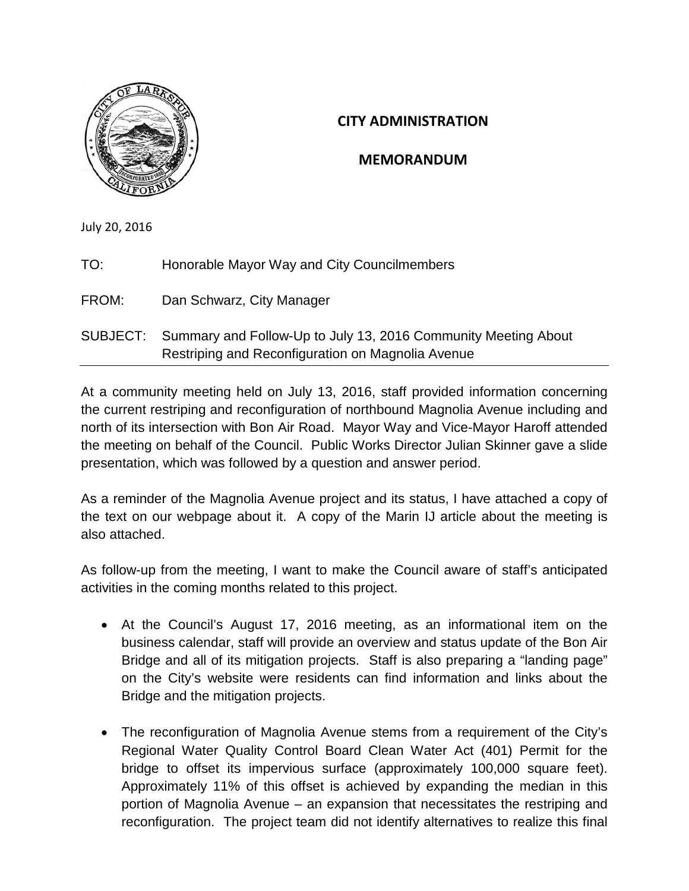# CITY ADMINISTRATION

# MEMORANDUM

July 20, 2016

TO: Honorable Mayor Way and City Councilmembers

FROM: Dan Schwarz, City Manager

SUBJECT: Summary and Follow-Up to July 13, 2016 Community Meeting About Restriping and Reconfiguration on Magnolia Avenue

---

At a community meeting held on July 13, 2016, staff provided information concerning the current restriping and reconfiguration of northbound Magnolia Avenue including and north of its intersection with Bon Air Road. Mayor Way and Vice-Mayor Haroff attended the meeting on behalf of the Council. Public Works Director Julian Skinner gave a slide presentation, which was followed by a question and answer period.

As a reminder of the Magnolia Avenue project and its status, I have attached a copy of the text on our webpage about it. A copy of the Marin IJ article about the meeting is also attached.

As follow-up from the meeting, I want to make the Council aware of staff's anticipated activities in the coming months related to this project.

- At the Council's August 17, 2016 meeting, as an informational item on the business calendar, staff will provide an overview and status update of the Bon Air Bridge and all of its mitigation projects. Staff is also preparing a "landing page" on the City's website were residents can find information and links about the Bridge and the mitigation projects.

- The reconfiguration of Magnolia Avenue stems from a requirement of the City's Regional Water Quality Control Board Clean Water Act (401) Permit for the bridge to offset its impervious surface (approximately 100,000 square feet). Approximately 11% of this offset is achieved by expanding the median in this portion of Magnolia Avenue – an expansion that necessitates the restriping and reconfiguration. The project team did not identify alternatives to realize this final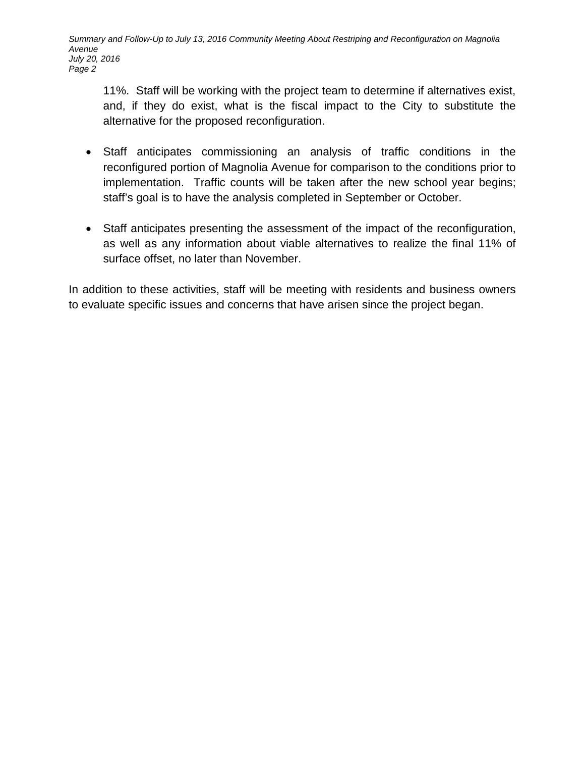11%. Staff will be working with the project team to determine if alternatives exist, and, if they do exist, what is the fiscal impact to the City to substitute the alternative for the proposed reconfiguration.

- Staff anticipates commissioning an analysis of traffic conditions in the reconfigured portion of Magnolia Avenue for comparison to the conditions prior to implementation. Traffic counts will be taken after the new school year begins; staff's goal is to have the analysis completed in September or October.

- Staff anticipates presenting the assessment of the impact of the reconfiguration, as well as any information about viable alternatives to realize the final 11% of surface offset, no later than November.

In addition to these activities, staff will be meeting with residents and business owners to evaluate specific issues and concerns that have arisen since the project began.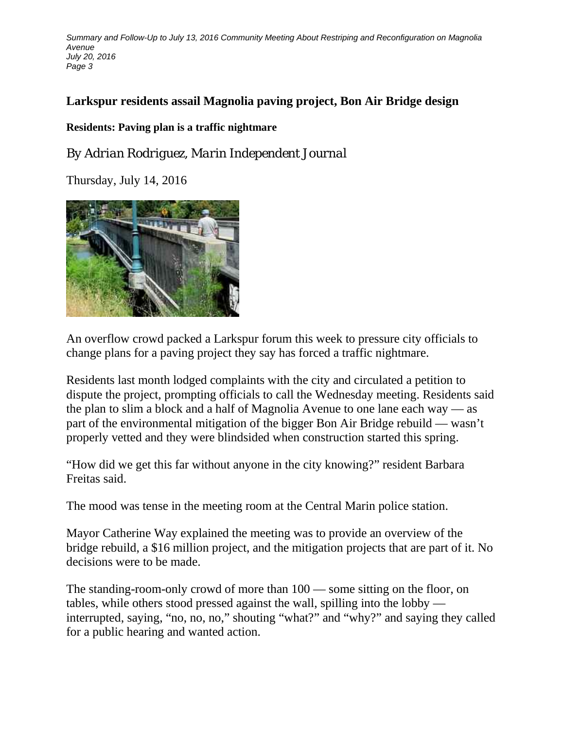## Larkspur residents assail Magnolia paving project, Bon Air Bridge design

### Residents: Paving plan is a traffic nightmare

*By Adrian Rodriguez, Marin Independent Journal*

Thursday, July 14, 2016

An overflow crowd packed a Larkspur forum this week to pressure city officials to change plans for a paving project they say has forced a traffic nightmare.

Residents last month lodged complaints with the city and circulated a petition to dispute the project, prompting officials to call the Wednesday meeting. Residents said the plan to slim a block and a half of Magnolia Avenue to one lane each way — as part of the environmental mitigation of the bigger Bon Air Bridge rebuild — wasn't properly vetted and they were blindsided when construction started this spring.

"How did we get this far without anyone in the city knowing?" resident Barbara Freitas said.

The mood was tense in the meeting room at the Central Marin police station.

Mayor Catherine Way explained the meeting was to provide an overview of the bridge rebuild, a $16 million project, and the mitigation projects that are part of it. No decisions were to be made.

The standing-room-only crowd of more than 100 — some sitting on the floor, on tables, while others stood pressed against the wall, spilling into the lobby — interrupted, saying, "no, no, no," shouting "what?" and "why?" and saying they called for a public hearing and wanted action.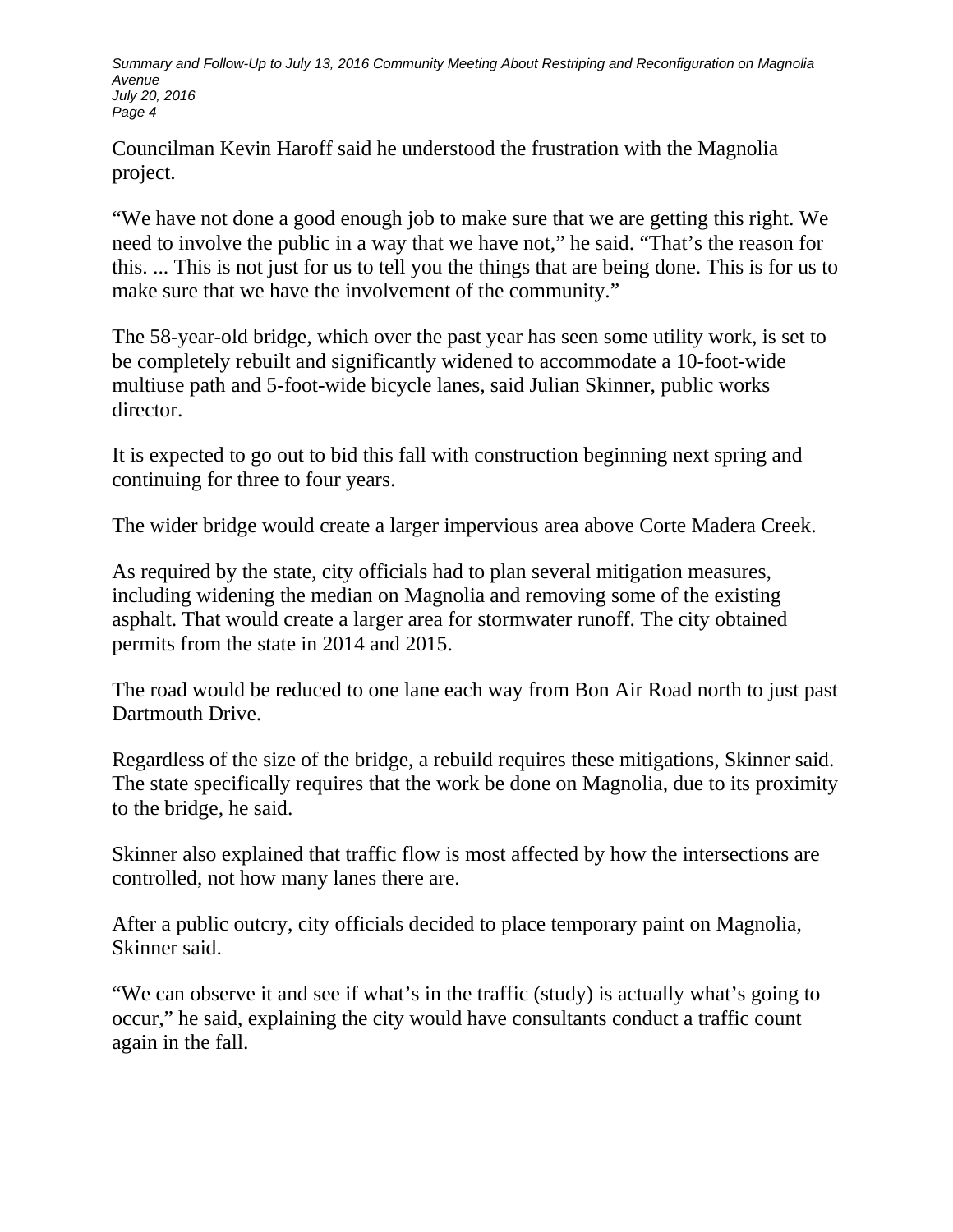Councilman Kevin Haroff said he understood the frustration with the Magnolia project.

“We have not done a good enough job to make sure that we are getting this right. We need to involve the public in a way that we have not,” he said. “That’s the reason for this. ... This is not just for us to tell you the things that are being done. This is for us to make sure that we have the involvement of the community.”

The 58-year-old bridge, which over the past year has seen some utility work, is set to be completely rebuilt and significantly widened to accommodate a 10-foot-wide multiuse path and 5-foot-wide bicycle lanes, said Julian Skinner, public works director.

It is expected to go out to bid this fall with construction beginning next spring and continuing for three to four years.

The wider bridge would create a larger impervious area above Corte Madera Creek.

As required by the state, city officials had to plan several mitigation measures, including widening the median on Magnolia and removing some of the existing asphalt. That would create a larger area for stormwater runoff. The city obtained permits from the state in 2014 and 2015.

The road would be reduced to one lane each way from Bon Air Road north to just past Dartmouth Drive.

Regardless of the size of the bridge, a rebuild requires these mitigations, Skinner said. The state specifically requires that the work be done on Magnolia, due to its proximity to the bridge, he said.

Skinner also explained that traffic flow is most affected by how the intersections are controlled, not how many lanes there are.

After a public outcry, city officials decided to place temporary paint on Magnolia, Skinner said.

“We can observe it and see if what’s in the traffic (study) is actually what’s going to occur,” he said, explaining the city would have consultants conduct a traffic count again in the fall.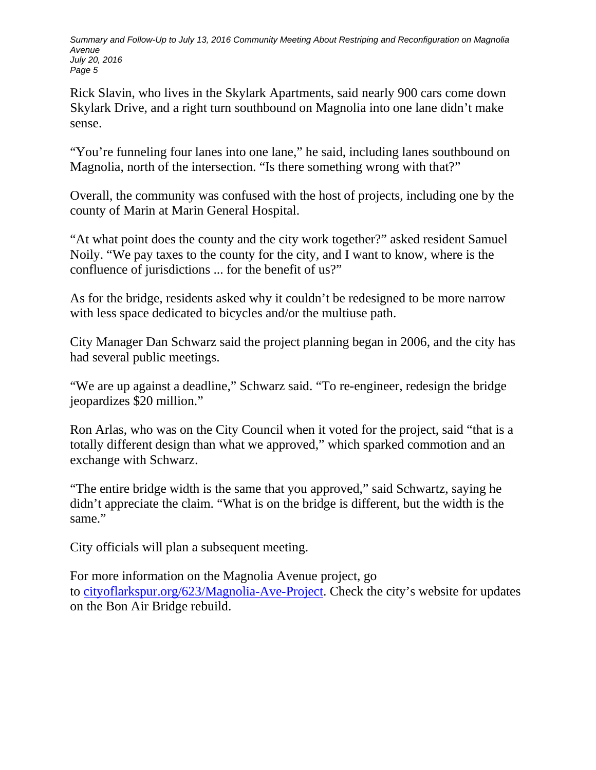Rick Slavin, who lives in the Skylark Apartments, said nearly 900 cars come down Skylark Drive, and a right turn southbound on Magnolia into one lane didn't make sense.

"You're funneling four lanes into one lane," he said, including lanes southbound on Magnolia, north of the intersection. "Is there something wrong with that?"

Overall, the community was confused with the host of projects, including one by the county of Marin at Marin General Hospital.

"At what point does the county and the city work together?" asked resident Samuel Noily. "We pay taxes to the county for the city, and I want to know, where is the confluence of jurisdictions ... for the benefit of us?"

As for the bridge, residents asked why it couldn't be redesigned to be more narrow with less space dedicated to bicycles and/or the multiuse path.

City Manager Dan Schwarz said the project planning began in 2006, and the city has had several public meetings.

"We are up against a deadline," Schwarz said. "To re-engineer, redesign the bridge jeopardizes $20 million."

Ron Arlas, who was on the City Council when it voted for the project, said "that is a totally different design than what we approved," which sparked commotion and an exchange with Schwarz.

"The entire bridge width is the same that you approved," said Schwartz, saying he didn't appreciate the claim. "What is on the bridge is different, but the width is the same."

City officials will plan a subsequent meeting.

For more information on the Magnolia Avenue project, go to [cityoflarkspur.org/623/Magnolia-Ave-Project](cityoflarkspur.org/623/Magnolia-Ave-Project). Check the city's website for updates on the Bon Air Bridge rebuild.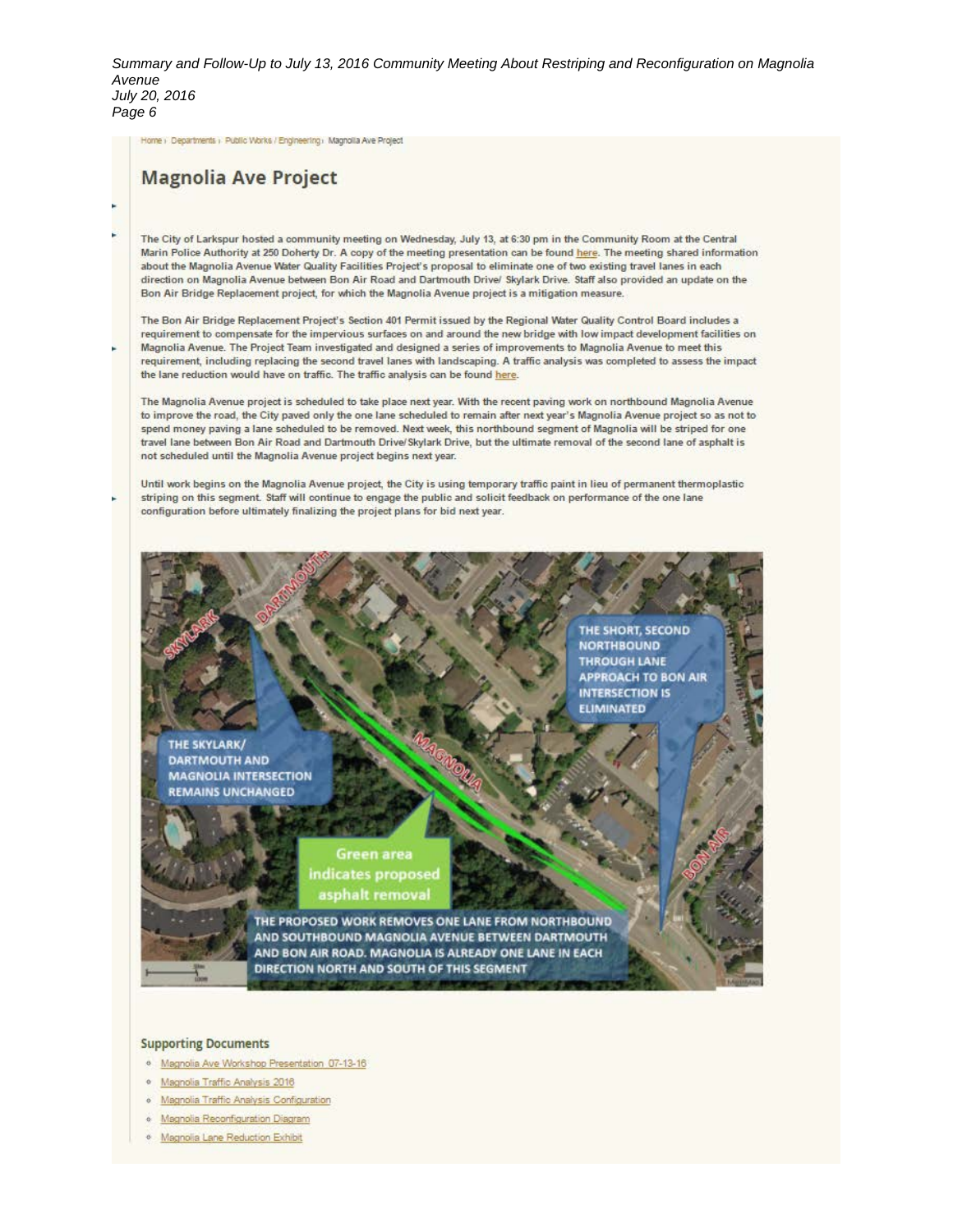Home › Departments › Public Works / Engineering › Magnolia Ave Project

## Magnolia Ave Project

The City of Larkspur hosted a community meeting on Wednesday, July 13, at 6:30 pm in the Community Room at the Central Marin Police Authority at 250 Doherty Dr. A copy of the meeting presentation can be found here. The meeting shared information about the Magnolia Avenue Water Quality Facilities Project's proposal to eliminate one of two existing travel lanes in each direction on Magnolia Avenue between Bon Air Road and Dartmouth Drive/ Skylark Drive. Staff also provided an update on the Bon Air Bridge Replacement project, for which the Magnolia Avenue project is a mitigation measure.

The Bon Air Bridge Replacement Project's Section 401 Permit issued by the Regional Water Quality Control Board includes a requirement to compensate for the impervious surfaces on and around the new bridge with low impact development facilities on Magnolia Avenue. The Project Team investigated and designed a series of improvements to Magnolia Avenue to meet this requirement, including replacing the second travel lanes with landscaping. A traffic analysis was completed to assess the impact the lane reduction would have on traffic. The traffic analysis can be found here.

The Magnolia Avenue project is scheduled to take place next year. With the recent paving work on northbound Magnolia Avenue to improve the road, the City paved only the one lane scheduled to remain after next year's Magnolia Avenue project so as not to spend money paving a lane scheduled to be removed. Next week, this northbound segment of Magnolia will be striped for one travel lane between Bon Air Road and Dartmouth Drive/Skylark Drive, but the ultimate removal of the second lane of asphalt is not scheduled until the Magnolia Avenue project begins next year.

Until work begins on the Magnolia Avenue project, the City is using temporary traffic paint in lieu of permanent thermoplastic striping on this segment. Staff will continue to engage the public and solicit feedback on performance of the one lane configuration before ultimately finalizing the project plans for bid next year.

SKYLARK

DARTMOUTH

MAGNOLIA

BON AIR

THE SHORT, SECOND NORTHBOUND THROUGH LANE APPROACH TO BON AIR INTERSECTION IS ELIMINATED

THE SKYLARK/ DARTMOUTH AND MAGNOLIA INTERSECTION REMAINS UNCHANGED

Green area indicates proposed asphalt removal

THE PROPOSED WORK REMOVES ONE LANE FROM NORTHBOUND AND SOUTHBOUND MAGNOLIA AVENUE BETWEEN DARTMOUTH AND BON AIR ROAD. MAGNOLIA IS ALREADY ONE LANE IN EACH DIRECTION NORTH AND SOUTH OF THIS SEGMENT

### Supporting Documents

- Magnolia Ave Workshop Presentation 07-13-16
- Magnolia Traffic Analysis 2016
- Magnolia Traffic Analysis Configuration
- Magnolia Reconfiguration Diagram
- Magnolia Lane Reduction Exhibit